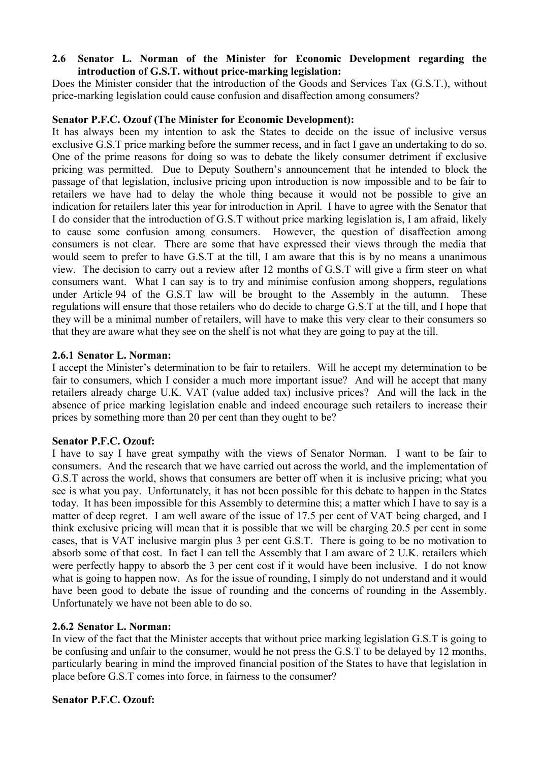**2.6 Senator L. Norman of the Minister for Economic Development regarding the introduction of G.S.T. without price-marking legislation:**

Does the Minister consider that the introduction of the Goods and Services Tax (G.S.T.), without price-marking legislation could cause confusion and disaffection among consumers?

**Senator P.F.C. Ozouf (The Minister for Economic Development):**

It has always been my intention to ask the States to decide on the issue of inclusive versus exclusive G.S.T price marking before the summer recess, and in fact I gave an undertaking to do so. One of the prime reasons for doing so was to debate the likely consumer detriment if exclusive pricing was permitted. Due to Deputy Southern's announcement that he intended to block the passage of that legislation, inclusive pricing upon introduction is now impossible and to be fair to retailers we have had to delay the whole thing because it would not be possible to give an indication for retailers later this year for introduction in April. I have to agree with the Senator that I do consider that the introduction of G.S.T without price marking legislation is, I am afraid, likely to cause some confusion among consumers. However, the question of disaffection among consumers is not clear. There are some that have expressed their views through the media that would seem to prefer to have G.S.T at the till, I am aware that this is by no means a unanimous view. The decision to carry out a review after 12 months of G.S.T will give a firm steer on what consumers want. What I can say is to try and minimise confusion among shoppers, regulations under Article 94 of the G.S.T law will be brought to the Assembly in the autumn. These regulations will ensure that those retailers who do decide to charge G.S.T at the till, and I hope that they will be a minimal number of retailers, will have to make this very clear to their consumers so that they are aware what they see on the shelf is not what they are going to pay at the till.

**2.6.1 Senator L. Norman:**

I accept the Minister's determination to be fair to retailers. Will he accept my determination to be fair to consumers, which I consider a much more important issue? And will he accept that many retailers already charge U.K. VAT (value added tax) inclusive prices? And will the lack in the absence of price marking legislation enable and indeed encourage such retailers to increase their prices by something more than 20 per cent than they ought to be?

**Senator P.F.C. Ozouf:**

I have to say I have great sympathy with the views of Senator Norman. I want to be fair to consumers. And the research that we have carried out across the world, and the implementation of G.S.T across the world, shows that consumers are better off when it is inclusive pricing; what you see is what you pay. Unfortunately, it has not been possible for this debate to happen in the States today. It has been impossible for this Assembly to determine this; a matter which I have to say is a matter of deep regret. I am well aware of the issue of 17.5 per cent of VAT being charged, and I think exclusive pricing will mean that it is possible that we will be charging 20.5 per cent in some cases, that is VAT inclusive margin plus 3 per cent G.S.T. There is going to be no motivation to absorb some of that cost. In fact I can tell the Assembly that I am aware of 2 U.K. retailers which were perfectly happy to absorb the 3 per cent cost if it would have been inclusive. I do not know what is going to happen now. As for the issue of rounding, I simply do not understand and it would have been good to debate the issue of rounding and the concerns of rounding in the Assembly. Unfortunately we have not been able to do so.

**2.6.2 Senator L. Norman:**

In view of the fact that the Minister accepts that without price marking legislation G.S.T is going to be confusing and unfair to the consumer, would he not press the G.S.T to be delayed by 12 months, particularly bearing in mind the improved financial position of the States to have that legislation in place before G.S.T comes into force, in fairness to the consumer?

**Senator P.F.C. Ozouf:**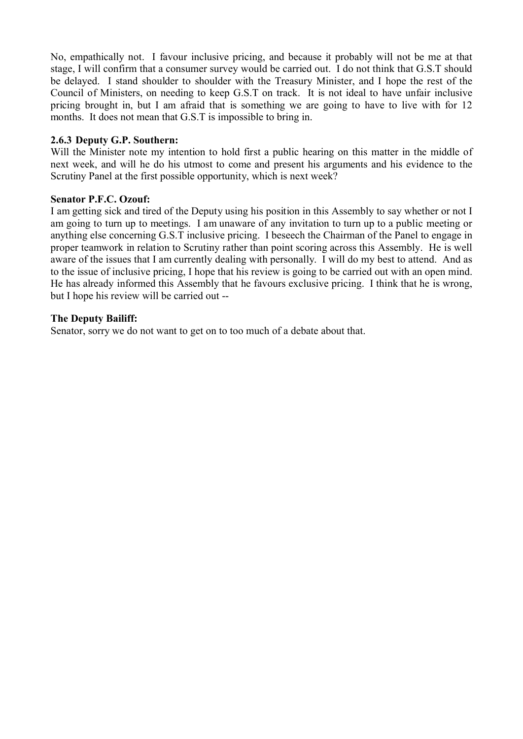No, empathically not. I favour inclusive pricing, and because it probably will not be me at that stage, I will confirm that a consumer survey would be carried out. I do not think that G.S.T should be delayed. I stand shoulder to shoulder with the Treasury Minister, and I hope the rest of the Council of Ministers, on needing to keep G.S.T on track. It is not ideal to have unfair inclusive pricing brought in, but I am afraid that is something we are going to have to live with for 12 months. It does not mean that G.S.T is impossible to bring in.

### 2.6.3 Deputy G.P. Southern:

Will the Minister note my intention to hold first a public hearing on this matter in the middle of next week, and will he do his utmost to come and present his arguments and his evidence to the Scrutiny Panel at the first possible opportunity, which is next week?

**Senator P.F.C. Ozouf:**

I am getting sick and tired of the Deputy using his position in this Assembly to say whether or not I am going to turn up to meetings. I am unaware of any invitation to turn up to a public meeting or anything else concerning G.S.T inclusive pricing. I beseech the Chairman of the Panel to engage in proper teamwork in relation to Scrutiny rather than point scoring across this Assembly. He is well aware of the issues that I am currently dealing with personally. I will do my best to attend. And as to the issue of inclusive pricing, I hope that his review is going to be carried out with an open mind. He has already informed this Assembly that he favours exclusive pricing. I think that he is wrong, but I hope his review will be carried out --

**The Deputy Bailiff:**

Senator, sorry we do not want to get on to too much of a debate about that.